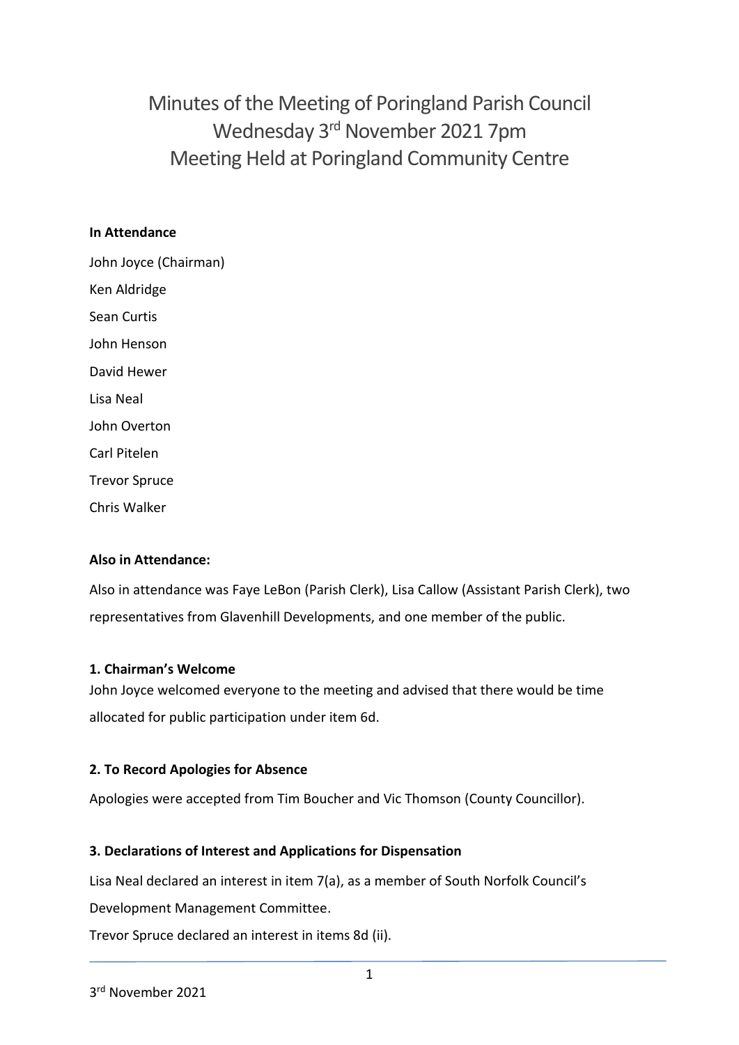# Minutes of the Meeting of Poringland Parish Council
## Wednesday 3rd November 2021 7pm
## Meeting Held at Poringland Community Centre

**In Attendance**

John Joyce (Chairman)

Ken Aldridge

Sean Curtis

John Henson

David Hewer

Lisa Neal

John Overton

Carl Pitelen

Trevor Spruce

Chris Walker

**Also in Attendance:**

Also in attendance was Faye LeBon (Parish Clerk), Lisa Callow (Assistant Parish Clerk), two representatives from Glavenhill Developments, and one member of the public.

**1. Chairman's Welcome**

John Joyce welcomed everyone to the meeting and advised that there would be time allocated for public participation under item 6d.

**2. To Record Apologies for Absence**

Apologies were accepted from Tim Boucher and Vic Thomson (County Councillor).

**3. Declarations of Interest and Applications for Dispensation**

Lisa Neal declared an interest in item 7(a), as a member of South Norfolk Council's Development Management Committee.

Trevor Spruce declared an interest in items 8d (ii).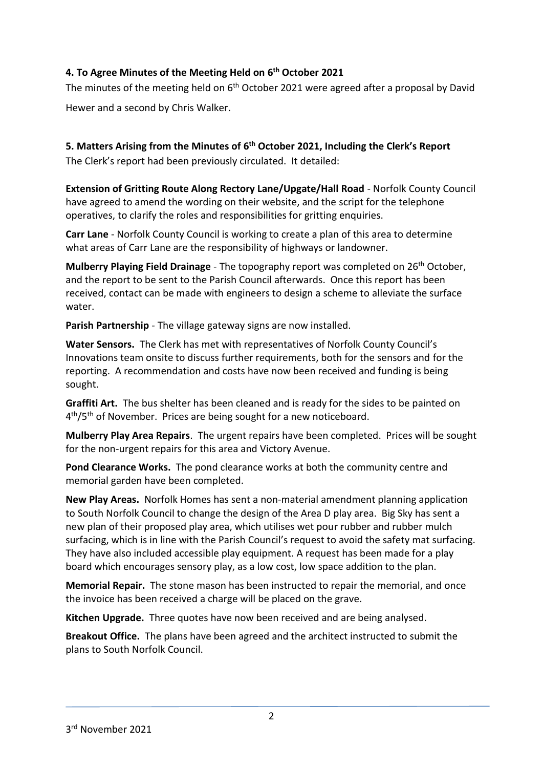**4. To Agree Minutes of the Meeting Held on 6th October 2021**

The minutes of the meeting held on 6th October 2021 were agreed after a proposal by David Hewer and a second by Chris Walker.

**5. Matters Arising from the Minutes of 6th October 2021, Including the Clerk's Report**

The Clerk's report had been previously circulated. It detailed:

**Extension of Gritting Route Along Rectory Lane/Upgate/Hall Road** - Norfolk County Council have agreed to amend the wording on their website, and the script for the telephone operatives, to clarify the roles and responsibilities for gritting enquiries.

**Carr Lane** - Norfolk County Council is working to create a plan of this area to determine what areas of Carr Lane are the responsibility of highways or landowner.

**Mulberry Playing Field Drainage** - The topography report was completed on 26th October, and the report to be sent to the Parish Council afterwards. Once this report has been received, contact can be made with engineers to design a scheme to alleviate the surface water.

**Parish Partnership** - The village gateway signs are now installed.

**Water Sensors.** The Clerk has met with representatives of Norfolk County Council's Innovations team onsite to discuss further requirements, both for the sensors and for the reporting. A recommendation and costs have now been received and funding is being sought.

**Graffiti Art.** The bus shelter has been cleaned and is ready for the sides to be painted on 4th/5th of November. Prices are being sought for a new noticeboard.

**Mulberry Play Area Repairs**. The urgent repairs have been completed. Prices will be sought for the non-urgent repairs for this area and Victory Avenue.

**Pond Clearance Works.** The pond clearance works at both the community centre and memorial garden have been completed.

**New Play Areas.** Norfolk Homes has sent a non-material amendment planning application to South Norfolk Council to change the design of the Area D play area. Big Sky has sent a new plan of their proposed play area, which utilises wet pour rubber and rubber mulch surfacing, which is in line with the Parish Council's request to avoid the safety mat surfacing. They have also included accessible play equipment. A request has been made for a play board which encourages sensory play, as a low cost, low space addition to the plan.

**Memorial Repair.** The stone mason has been instructed to repair the memorial, and once the invoice has been received a charge will be placed on the grave.

**Kitchen Upgrade.** Three quotes have now been received and are being analysed.

**Breakout Office.** The plans have been agreed and the architect instructed to submit the plans to South Norfolk Council.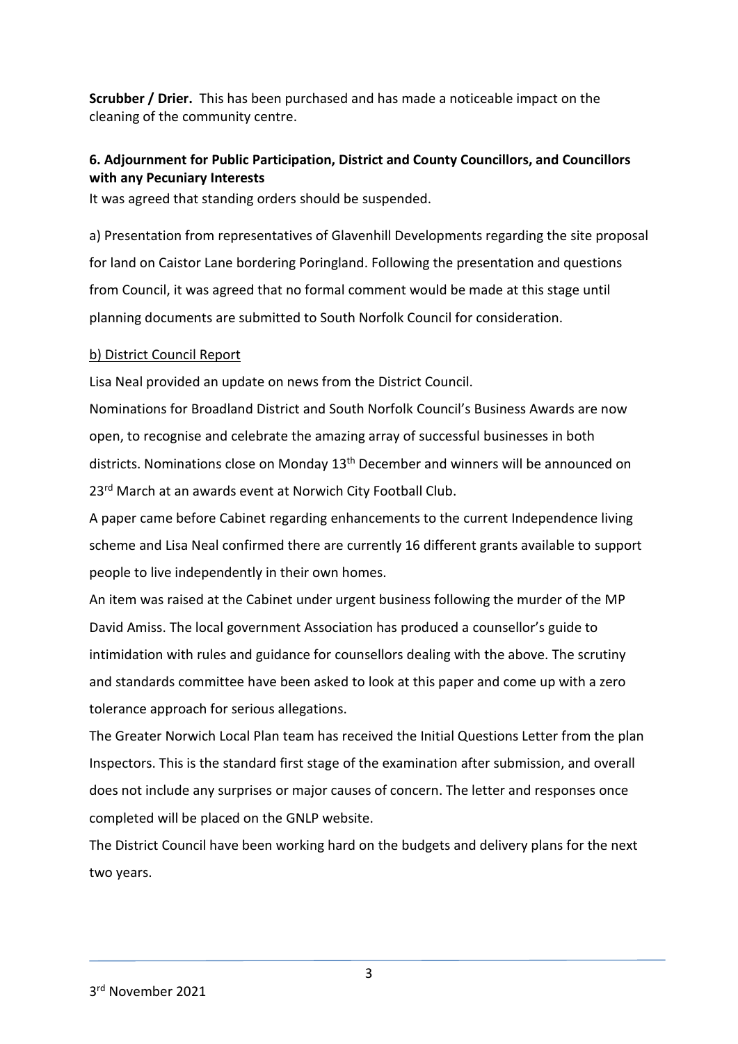**Scrubber / Drier.** This has been purchased and has made a noticeable impact on the cleaning of the community centre.

**6. Adjournment for Public Participation, District and County Councillors, and Councillors with any Pecuniary Interests**

It was agreed that standing orders should be suspended.

a) Presentation from representatives of Glavenhill Developments regarding the site proposal for land on Caistor Lane bordering Poringland. Following the presentation and questions from Council, it was agreed that no formal comment would be made at this stage until planning documents are submitted to South Norfolk Council for consideration.

b) District Council Report

Lisa Neal provided an update on news from the District Council.

Nominations for Broadland District and South Norfolk Council's Business Awards are now open, to recognise and celebrate the amazing array of successful businesses in both districts. Nominations close on Monday 13th December and winners will be announced on 23rd March at an awards event at Norwich City Football Club.

A paper came before Cabinet regarding enhancements to the current Independence living scheme and Lisa Neal confirmed there are currently 16 different grants available to support people to live independently in their own homes.

An item was raised at the Cabinet under urgent business following the murder of the MP David Amiss. The local government Association has produced a counsellor's guide to intimidation with rules and guidance for counsellors dealing with the above. The scrutiny and standards committee have been asked to look at this paper and come up with a zero tolerance approach for serious allegations.

The Greater Norwich Local Plan team has received the Initial Questions Letter from the plan Inspectors. This is the standard first stage of the examination after submission, and overall does not include any surprises or major causes of concern. The letter and responses once completed will be placed on the GNLP website.

The District Council have been working hard on the budgets and delivery plans for the next two years.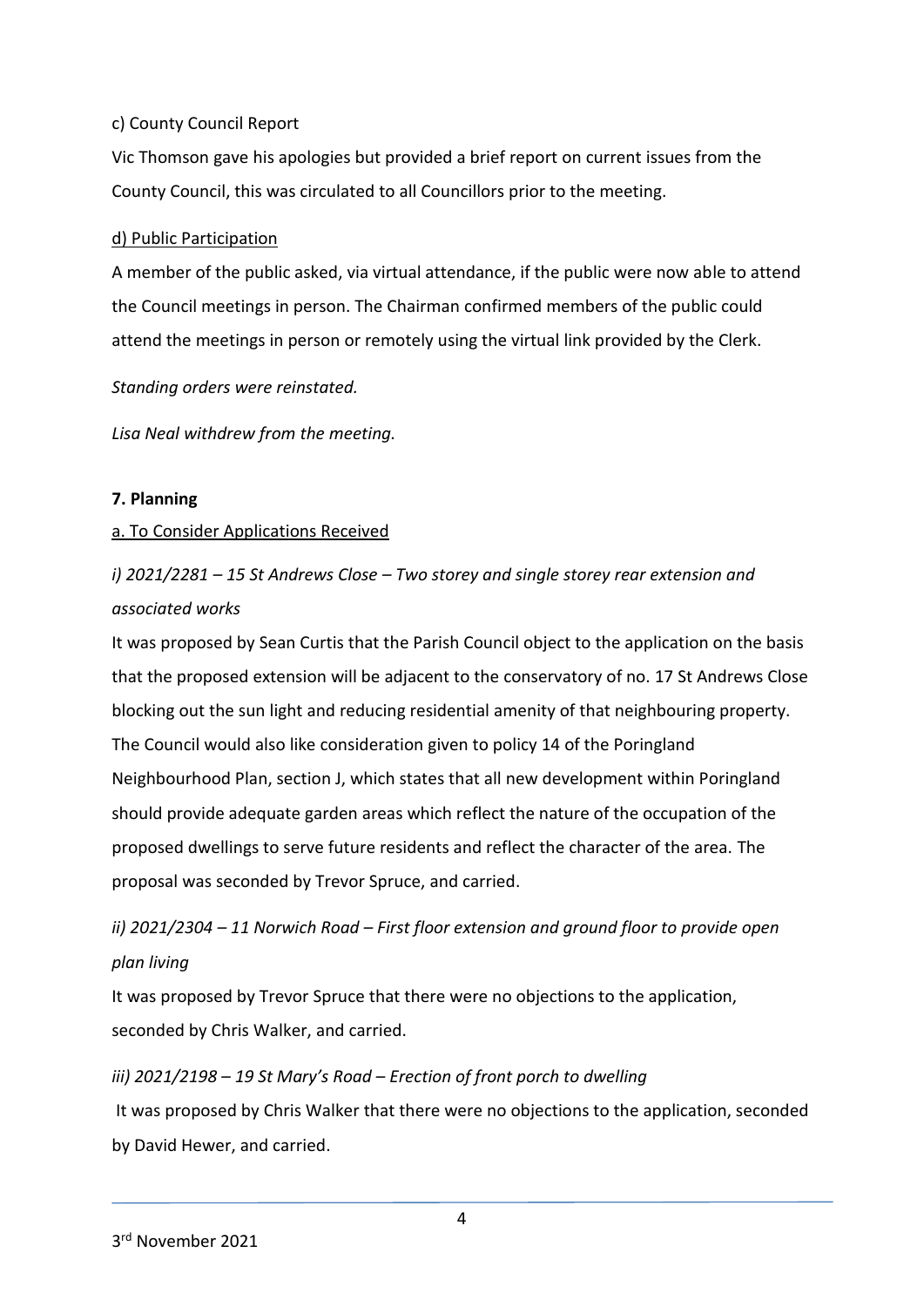c) County Council Report

Vic Thomson gave his apologies but provided a brief report on current issues from the County Council, this was circulated to all Councillors prior to the meeting.

d) Public Participation

A member of the public asked, via virtual attendance, if the public were now able to attend the Council meetings in person. The Chairman confirmed members of the public could attend the meetings in person or remotely using the virtual link provided by the Clerk.

*Standing orders were reinstated.*

*Lisa Neal withdrew from the meeting.*

**7. Planning**

a. To Consider Applications Received

*i) 2021/2281 – 15 St Andrews Close – Two storey and single storey rear extension and associated works*

It was proposed by Sean Curtis that the Parish Council object to the application on the basis that the proposed extension will be adjacent to the conservatory of no. 17 St Andrews Close blocking out the sun light and reducing residential amenity of that neighbouring property. The Council would also like consideration given to policy 14 of the Poringland Neighbourhood Plan, section J, which states that all new development within Poringland should provide adequate garden areas which reflect the nature of the occupation of the proposed dwellings to serve future residents and reflect the character of the area. The proposal was seconded by Trevor Spruce, and carried.

*ii) 2021/2304 – 11 Norwich Road – First floor extension and ground floor to provide open plan living*

It was proposed by Trevor Spruce that there were no objections to the application, seconded by Chris Walker, and carried.

*iii) 2021/2198 – 19 St Mary's Road – Erection of front porch to dwelling*

It was proposed by Chris Walker that there were no objections to the application, seconded by David Hewer, and carried.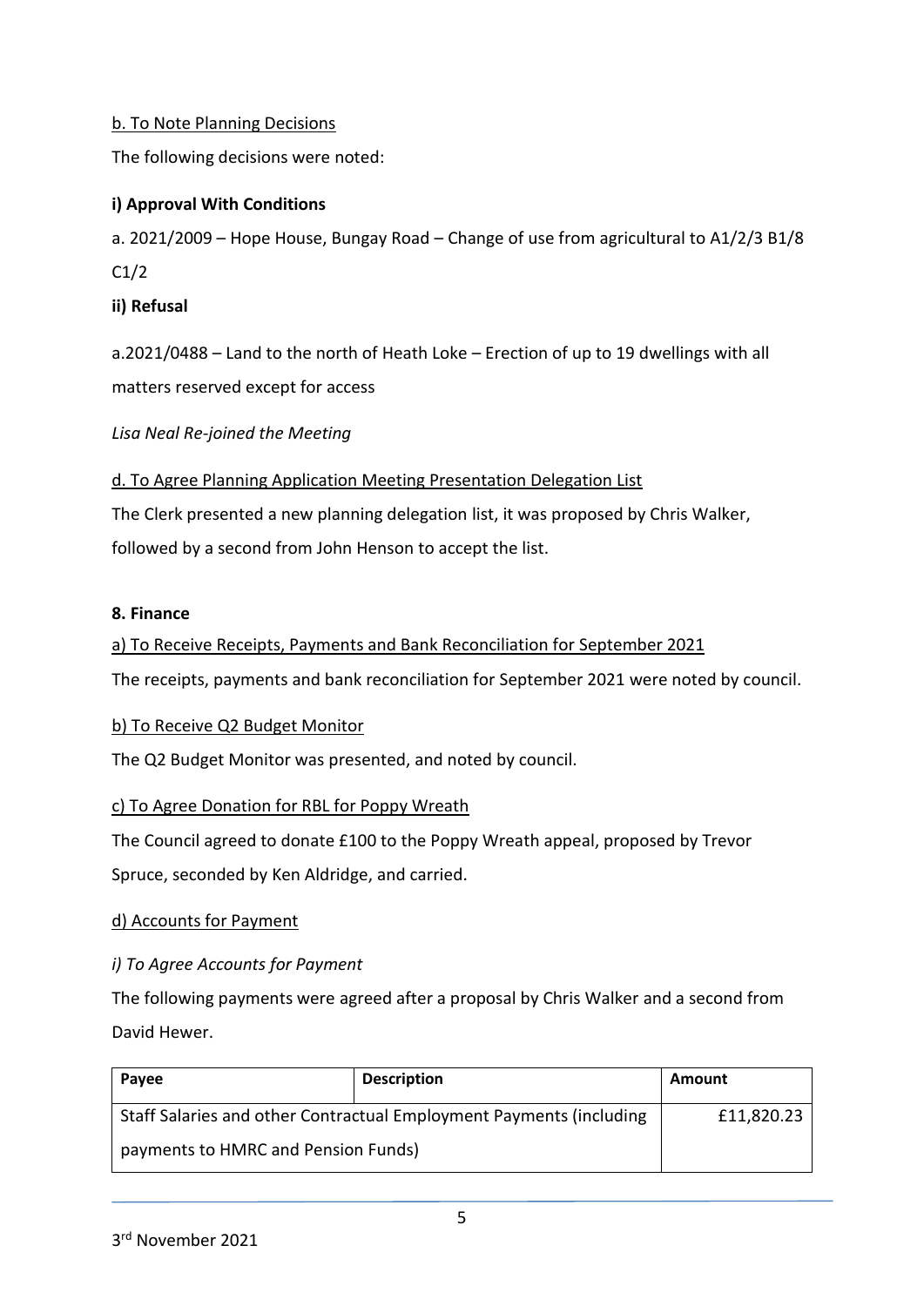b. To Note Planning Decisions

The following decisions were noted:

**i) Approval With Conditions**

a. 2021/2009 – Hope House, Bungay Road – Change of use from agricultural to A1/2/3 B1/8 C1/2

**ii) Refusal**

a.2021/0488 – Land to the north of Heath Loke – Erection of up to 19 dwellings with all matters reserved except for access

*Lisa Neal Re-joined the Meeting*

d. To Agree Planning Application Meeting Presentation Delegation List

The Clerk presented a new planning delegation list, it was proposed by Chris Walker, followed by a second from John Henson to accept the list.

**8. Finance**

a) To Receive Receipts, Payments and Bank Reconciliation for September 2021

The receipts, payments and bank reconciliation for September 2021 were noted by council.

b) To Receive Q2 Budget Monitor

The Q2 Budget Monitor was presented, and noted by council.

c) To Agree Donation for RBL for Poppy Wreath

The Council agreed to donate £100 to the Poppy Wreath appeal, proposed by Trevor Spruce, seconded by Ken Aldridge, and carried.

d) Accounts for Payment

*i) To Agree Accounts for Payment*

The following payments were agreed after a proposal by Chris Walker and a second from David Hewer.

| Payee | Description | Amount |
|---|---|---|
| Staff Salaries and other Contractual Employment Payments (including payments to HMRC and Pension Funds) | | £11,820.23 |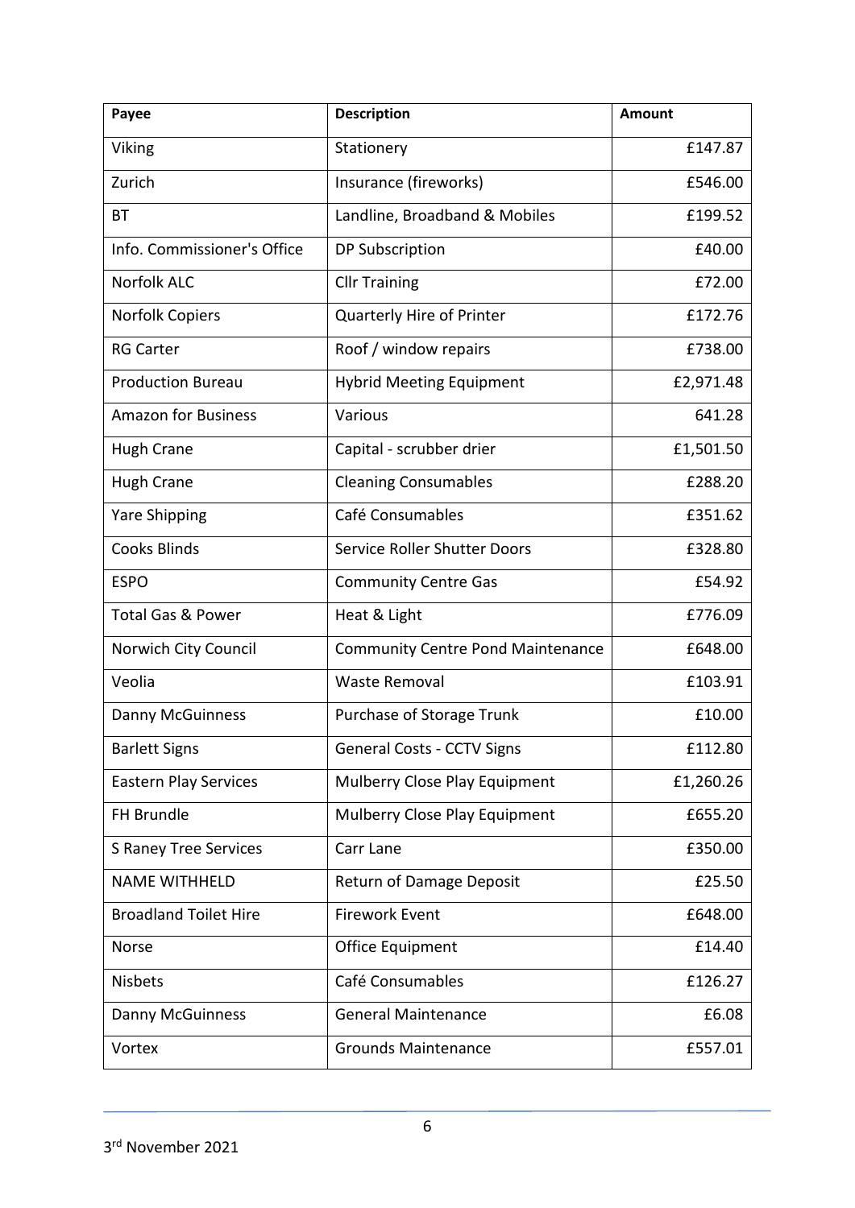| Payee | Description | Amount |
| --- | --- | --- |
| Viking | Stationery | £147.87 |
| Zurich | Insurance (fireworks) | £546.00 |
| BT | Landline, Broadband & Mobiles | £199.52 |
| Info. Commissioner's Office | DP Subscription | £40.00 |
| Norfolk ALC | Cllr Training | £72.00 |
| Norfolk Copiers | Quarterly Hire of Printer | £172.76 |
| RG Carter | Roof / window repairs | £738.00 |
| Production Bureau | Hybrid Meeting Equipment | £2,971.48 |
| Amazon for Business | Various | 641.28 |
| Hugh Crane | Capital - scrubber drier | £1,501.50 |
| Hugh Crane | Cleaning Consumables | £288.20 |
| Yare Shipping | Café Consumables | £351.62 |
| Cooks Blinds | Service Roller Shutter Doors | £328.80 |
| ESPO | Community Centre Gas | £54.92 |
| Total Gas & Power | Heat & Light | £776.09 |
| Norwich City Council | Community Centre Pond Maintenance | £648.00 |
| Veolia | Waste Removal | £103.91 |
| Danny McGuinness | Purchase of Storage Trunk | £10.00 |
| Barlett Signs | General Costs - CCTV Signs | £112.80 |
| Eastern Play Services | Mulberry Close Play Equipment | £1,260.26 |
| FH Brundle | Mulberry Close Play Equipment | £655.20 |
| S Raney Tree Services | Carr Lane | £350.00 |
| NAME WITHHELD | Return of Damage Deposit | £25.50 |
| Broadland Toilet Hire | Firework Event | £648.00 |
| Norse | Office Equipment | £14.40 |
| Nisbets | Café Consumables | £126.27 |
| Danny McGuinness | General Maintenance | £6.08 |
| Vortex | Grounds Maintenance | £557.01 |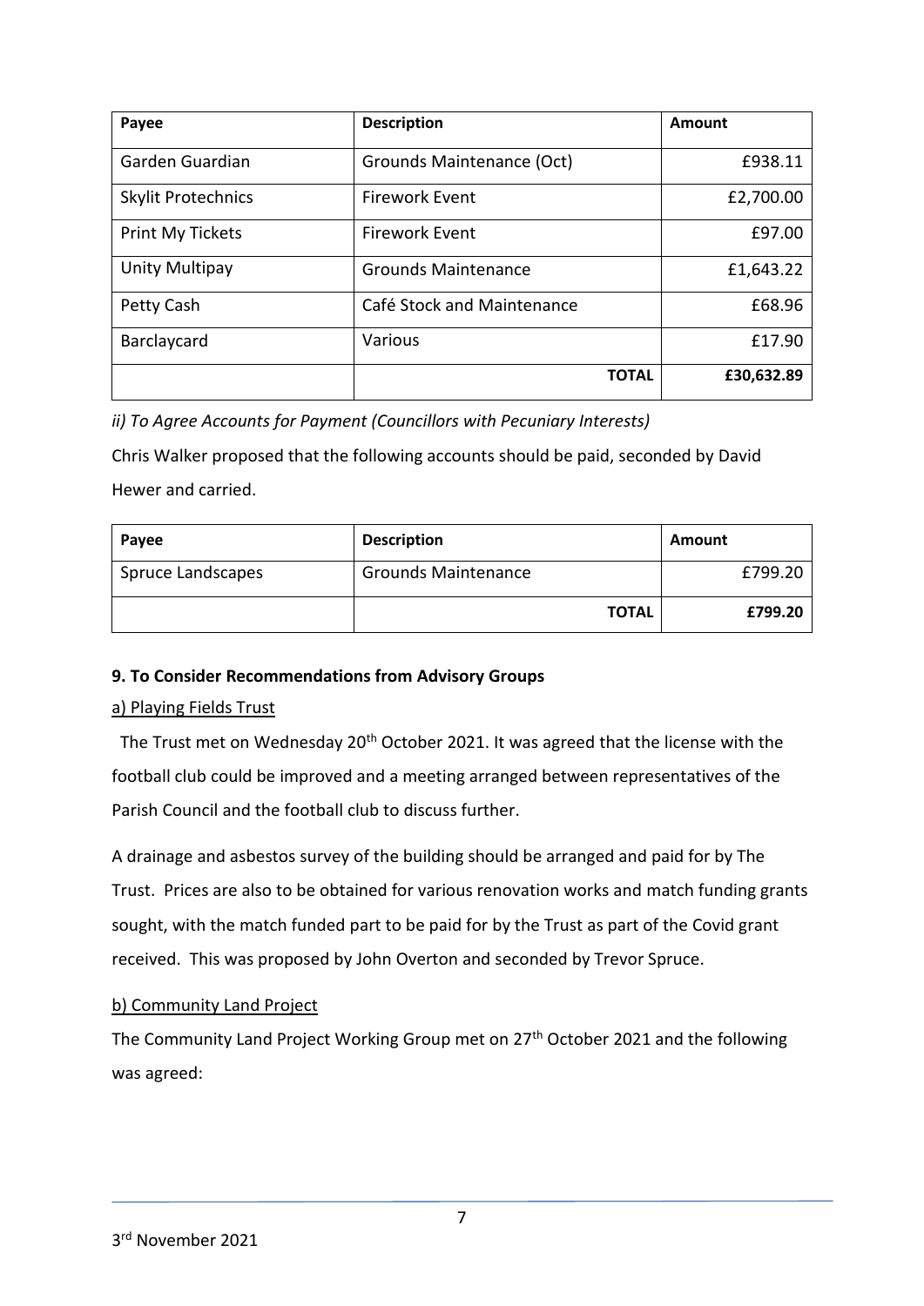| Payee | Description | Amount |
|---|---|---|
| Garden Guardian | Grounds Maintenance (Oct) | £938.11 |
| Skylit Protechnics | Firework Event | £2,700.00 |
| Print My Tickets | Firework Event | £97.00 |
| Unity Multipay | Grounds Maintenance | £1,643.22 |
| Petty Cash | Café Stock and Maintenance | £68.96 |
| Barclaycard | Various | £17.90 |
| | **TOTAL** | **£30,632.89** |

*ii) To Agree Accounts for Payment (Councillors with Pecuniary Interests)*

Chris Walker proposed that the following accounts should be paid, seconded by David Hewer and carried.

| Payee | Description | Amount |
|---|---|---|
| Spruce Landscapes | Grounds Maintenance | £799.20 |
| | **TOTAL** | **£799.20** |

**9. To Consider Recommendations from Advisory Groups**

a) Playing Fields Trust

The Trust met on Wednesday 20th October 2021. It was agreed that the license with the football club could be improved and a meeting arranged between representatives of the Parish Council and the football club to discuss further.

A drainage and asbestos survey of the building should be arranged and paid for by The Trust. Prices are also to be obtained for various renovation works and match funding grants sought, with the match funded part to be paid for by the Trust as part of the Covid grant received. This was proposed by John Overton and seconded by Trevor Spruce.

b) Community Land Project

The Community Land Project Working Group met on 27th October 2021 and the following was agreed: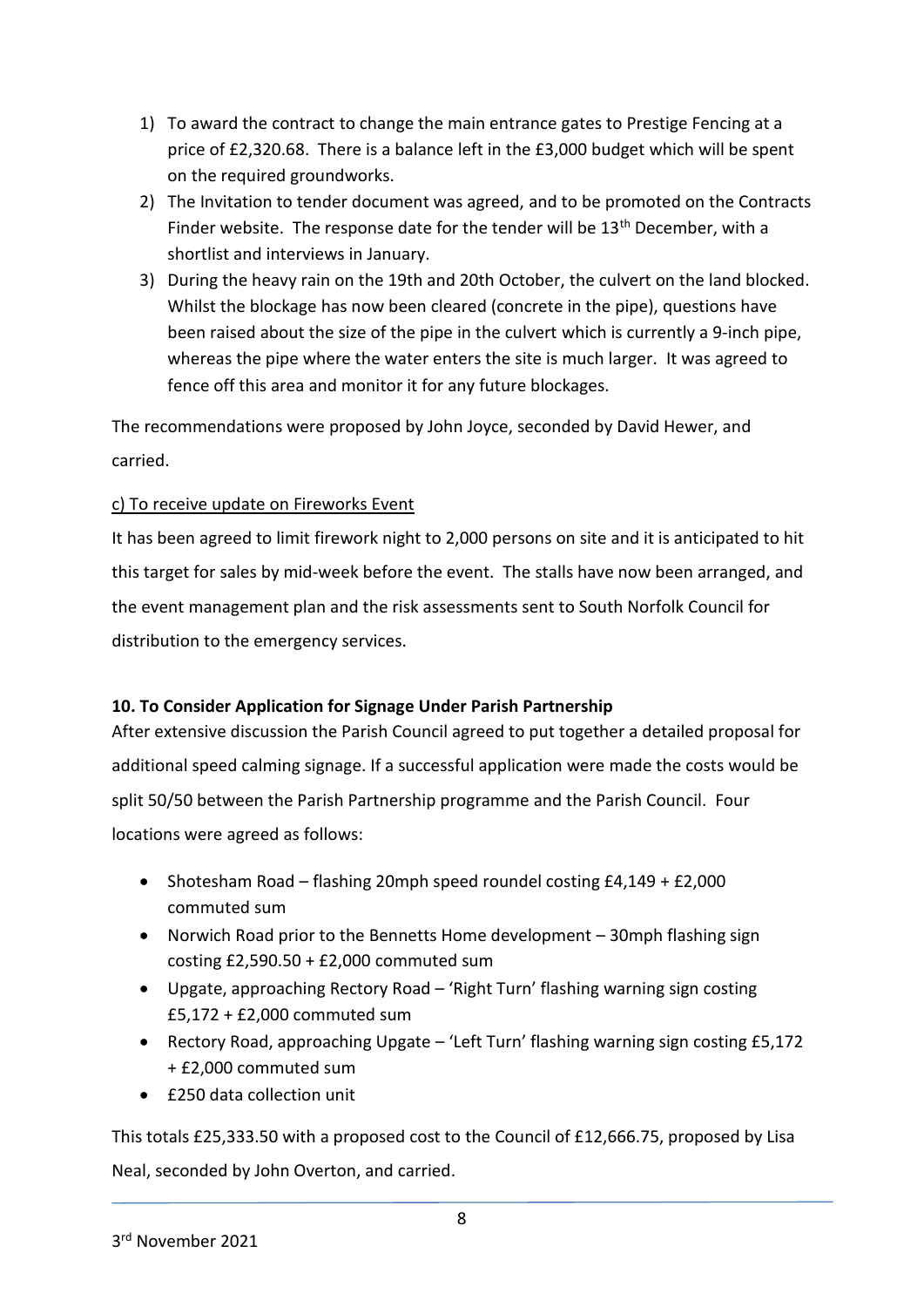1) To award the contract to change the main entrance gates to Prestige Fencing at a price of £2,320.68. There is a balance left in the £3,000 budget which will be spent on the required groundworks.
2) The Invitation to tender document was agreed, and to be promoted on the Contracts Finder website. The response date for the tender will be 13th December, with a shortlist and interviews in January.
3) During the heavy rain on the 19th and 20th October, the culvert on the land blocked. Whilst the blockage has now been cleared (concrete in the pipe), questions have been raised about the size of the pipe in the culvert which is currently a 9-inch pipe, whereas the pipe where the water enters the site is much larger. It was agreed to fence off this area and monitor it for any future blockages.

The recommendations were proposed by John Joyce, seconded by David Hewer, and carried.

<u>c) To receive update on Fireworks Event</u>

It has been agreed to limit firework night to 2,000 persons on site and it is anticipated to hit this target for sales by mid-week before the event. The stalls have now been arranged, and the event management plan and the risk assessments sent to South Norfolk Council for distribution to the emergency services.

**10. To Consider Application for Signage Under Parish Partnership**

After extensive discussion the Parish Council agreed to put together a detailed proposal for additional speed calming signage. If a successful application were made the costs would be split 50/50 between the Parish Partnership programme and the Parish Council. Four locations were agreed as follows:

- Shotesham Road – flashing 20mph speed roundel costing £4,149 + £2,000 commuted sum
- Norwich Road prior to the Bennetts Home development – 30mph flashing sign costing £2,590.50 + £2,000 commuted sum
- Upgate, approaching Rectory Road – 'Right Turn' flashing warning sign costing £5,172 + £2,000 commuted sum
- Rectory Road, approaching Upgate – 'Left Turn' flashing warning sign costing £5,172 + £2,000 commuted sum
- £250 data collection unit

This totals £25,333.50 with a proposed cost to the Council of £12,666.75, proposed by Lisa Neal, seconded by John Overton, and carried.

3rd November 2021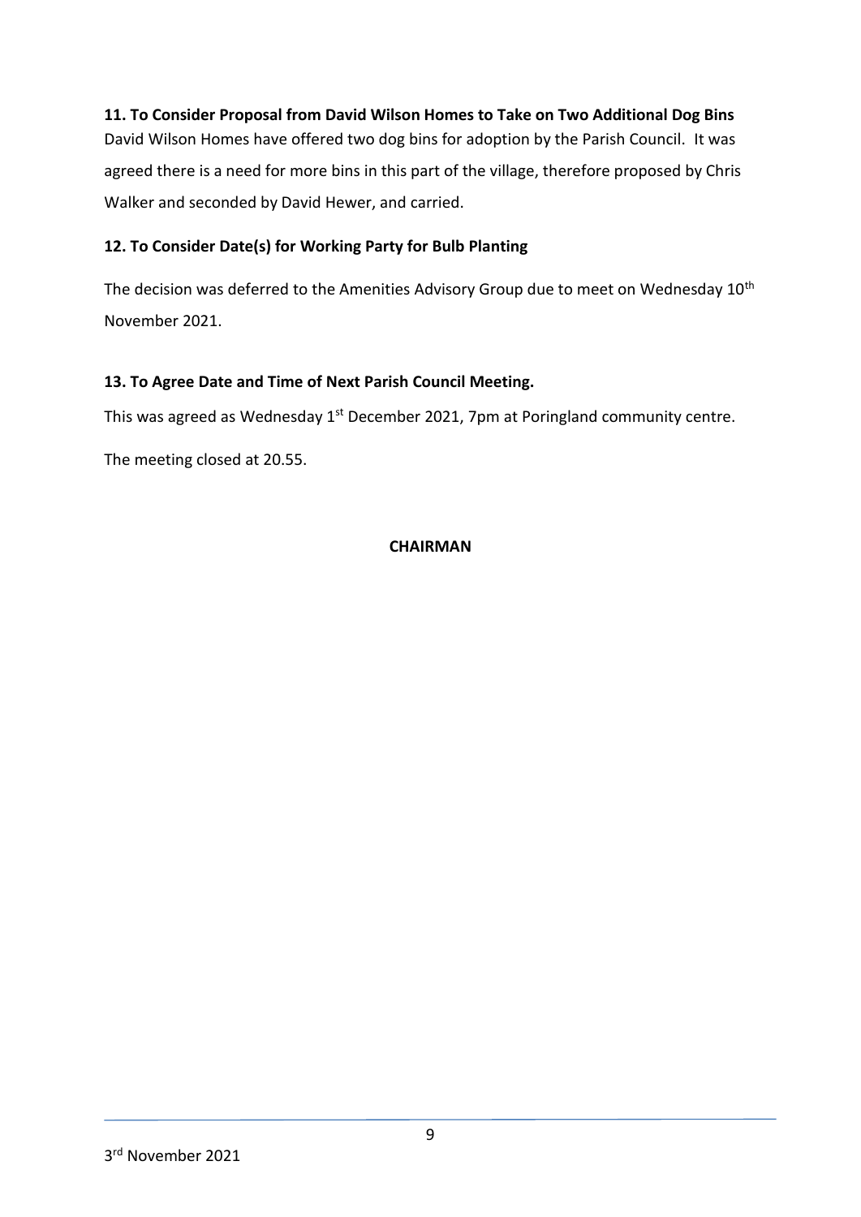**11. To Consider Proposal from David Wilson Homes to Take on Two Additional Dog Bins**

David Wilson Homes have offered two dog bins for adoption by the Parish Council. It was agreed there is a need for more bins in this part of the village, therefore proposed by Chris Walker and seconded by David Hewer, and carried.

**12. To Consider Date(s) for Working Party for Bulb Planting**

The decision was deferred to the Amenities Advisory Group due to meet on Wednesday 10th November 2021.

**13. To Agree Date and Time of Next Parish Council Meeting.**

This was agreed as Wednesday 1st December 2021, 7pm at Poringland community centre.

The meeting closed at 20.55.

**CHAIRMAN**